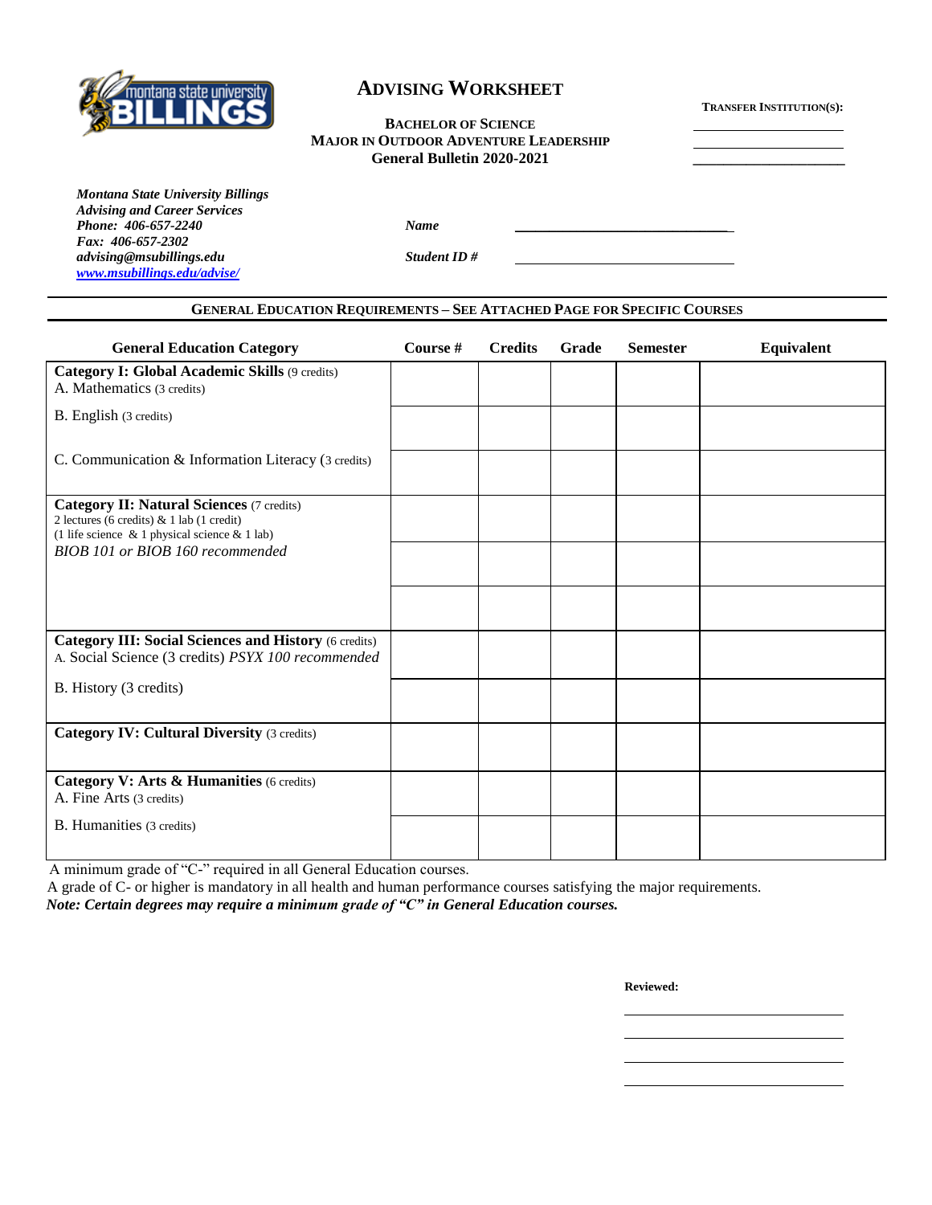# Advising Worksheet

**Bachelor of Science**
**Major in Outdoor Adventure Leadership**
**General Bulletin 2020-2021**

**Transfer Institution(s):**

______________________
______________________
______________________

***Montana State University Billings***
***Advising and Career Services***
***Phone: 406-657-2240***
***Fax: 406-657-2302***
***advising@msubillings.edu***
***www.msubillings.edu/advise/***

***Name*** ______________________________

***Student ID #*** ______________________________

## General Education Requirements – See Attached Page for Specific Courses

| General Education Category | Course # | Credits | Grade | Semester | Equivalent |
|---|---|---|---|---|---|
| **Category I: Global Academic Skills** (9 credits)<br>A. Mathematics (3 credits) | | | | | |
| B. English (3 credits) | | | | | |
| C. Communication & Information Literacy (3 credits) | | | | | |
| **Category II: Natural Sciences** (7 credits)<br>2 lectures (6 credits) & 1 lab (1 credit)<br>(1 life science & 1 physical science & 1 lab)<br>*BIOB 101 or BIOB 160 recommended* | | | | | |
| | | | | | |
| | | | | | |
| **Category III: Social Sciences and History** (6 credits)<br>A. Social Science (3 credits) *PSYX 100 recommended* | | | | | |
| B. History (3 credits) | | | | | |
| **Category IV: Cultural Diversity** (3 credits) | | | | | |
| **Category V: Arts & Humanities** (6 credits)<br>A. Fine Arts (3 credits) | | | | | |
| B. Humanities (3 credits) | | | | | |

A minimum grade of "C-" required in all General Education courses.
A grade of C- or higher is mandatory in all health and human performance courses satisfying the major requirements.
***Note: Certain degrees may require a minimum grade of "C" in General Education courses.***

**Reviewed:**

______________________
______________________
______________________
______________________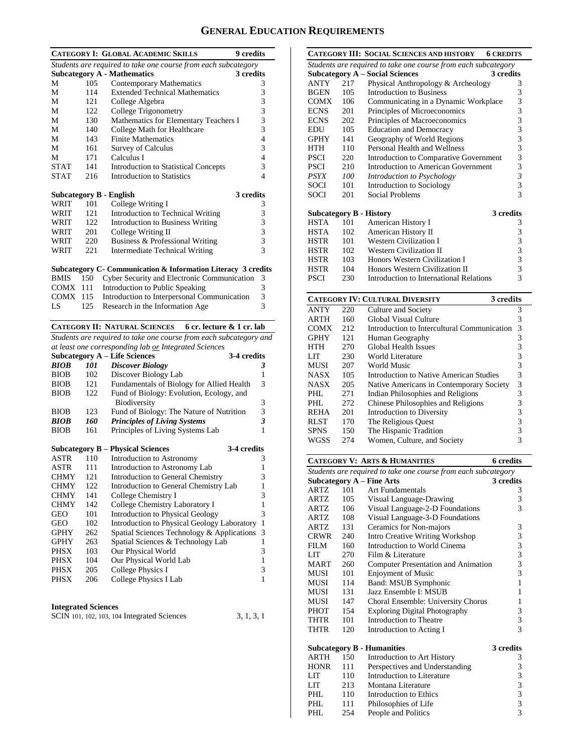# GENERAL EDUCATION REQUIREMENTS

## CATEGORY I: GLOBAL ACADEMIC SKILLS — 9 credits

*Students are required to take one course from each subcategory*

**Subcategory A - Mathematics — 3 credits**

| | | | |
|---|---|---|---|
| M | 105 | Contemporary Mathematics | 3 |
| M | 114 | Extended Technical Mathematics | 3 |
| M | 121 | College Algebra | 3 |
| M | 122 | College Trigonometry | 3 |
| M | 130 | Mathematics for Elementary Teachers I | 3 |
| M | 140 | College Math for Healthcare | 3 |
| M | 143 | Finite Mathematics | 4 |
| M | 161 | Survey of Calculus | 3 |
| M | 171 | Calculus I | 4 |
| STAT | 141 | Introduction to Statistical Concepts | 3 |
| STAT | 216 | Introduction to Statistics | 4 |

**Subcategory B - English — 3 credits**

| | | | |
|---|---|---|---|
| WRIT | 101 | College Writing I | 3 |
| WRIT | 121 | Introduction to Technical Writing | 3 |
| WRIT | 122 | Introduction to Business Writing | 3 |
| WRIT | 201 | College Writing II | 3 |
| WRIT | 220 | Business & Professional Writing | 3 |
| WRIT | 221 | Intermediate Technical Writing | 3 |

**Subcategory C- Communication & Information Literacy 3 credits**

| | | | |
|---|---|---|---|
| BMIS | 150 | Cyber Security and Electronic Communication | 3 |
| COMX | 111 | Introduction to Public Speaking | 3 |
| COMX | 115 | Introduction to Interpersonal Communication | 3 |
| LS | 125 | Research in the Information Age | 3 |

## CATEGORY II: NATURAL SCIENCES — 6 cr. lecture & 1 cr. lab

*Students are required to take one course from each subcategory and at least one corresponding lab or Integrated Sciences*

**Subcategory A – Life Sciences — 3-4 credits**

| | | | |
|---|---|---|---|
| ***BIOB*** | ***101*** | ***Discover Biology*** | ***3*** |
| BIOB | 102 | Discover Biology Lab | 1 |
| BIOB | 121 | Fundamentals of Biology for Allied Health | 3 |
| BIOB | 122 | Fund of Biology: Evolution, Ecology, and Biodiversity | 3 |
| BIOB | 123 | Fund of Biology: The Nature of Nutrition | 3 |
| ***BIOB*** | ***160*** | ***Principles of Living Systems*** | ***3*** |
| BIOB | 161 | Principles of Living Systems Lab | 1 |

**Subcategory B – Physical Sciences — 3-4 credits**

| | | | |
|---|---|---|---|
| ASTR | 110 | Introduction to Astronomy | 3 |
| ASTR | 111 | Introduction to Astronomy Lab | 1 |
| CHMY | 121 | Introduction to General Chemistry | 3 |
| CHMY | 122 | Introduction to General Chemistry Lab | 1 |
| CHMY | 141 | College Chemistry I | 3 |
| CHMY | 142 | College Chemistry Laboratory I | 1 |
| GEO | 101 | Introduction to Physical Geology | 3 |
| GEO | 102 | Introduction to Physical Geology Laboratory | 1 |
| GPHY | 262 | Spatial Sciences Technology & Applications | 3 |
| GPHY | 263 | Spatial Sciences & Technology Lab | 1 |
| PHSX | 103 | Our Physical World | 3 |
| PHSX | 104 | Our Physical World Lab | 1 |
| PHSX | 205 | College Physics I | 3 |
| PHSX | 206 | College Physics I Lab | 1 |

**Integrated Sciences**

SCIN 101, 102, 103, 104 Integrated Sciences — 3, 1, 3, 1

## CATEGORY III: SOCIAL SCIENCES AND HISTORY — 6 CREDITS

*Students are required to take one course from each subcategory*

**Subcategory A – Social Sciences — 3 credits**

| | | | |
|---|---|---|---|
| ANTY | 217 | Physical Anthropology & Archeology | 3 |
| BGEN | 105 | Introduction to Business | 3 |
| COMX | 106 | Communicating in a Dynamic Workplace | 3 |
| ECNS | 201 | Principles of Microeconomics | 3 |
| ECNS | 202 | Principles of Macroeconomics | 3 |
| EDU | 105 | Education and Democracy | 3 |
| GPHY | 141 | Geography of World Regions | 3 |
| HTH | 110 | Personal Health and Wellness | 3 |
| PSCI | 220 | Introduction to Comparative Government | 3 |
| PSCI | 210 | Introduction to American Government | 3 |
| *PSYX* | *100* | *Introduction to Psychology* | *3* |
| SOCI | 101 | Introduction to Sociology | 3 |
| SOCI | 201 | Social Problems | 3 |

**Subcategory B - History — 3 credits**

| | | | |
|---|---|---|---|
| HSTA | 101 | American History I | 3 |
| HSTA | 102 | American History II | 3 |
| HSTR | 101 | Western Civilization I | 3 |
| HSTR | 102 | Western Civilization II | 3 |
| HSTR | 103 | Honors Western Civilization I | 3 |
| HSTR | 104 | Honors Western Civilization II | 3 |
| PSCI | 230 | Introduction to International Relations | 3 |

## CATEGORY IV: CULTURAL DIVERSITY — 3 credits

| | | | |
|---|---|---|---|
| ANTY | 220 | Culture and Society | 3 |
| ARTH | 160 | Global Visual Culture | 3 |
| COMX | 212 | Introduction to Intercultural Communication | 3 |
| GPHY | 121 | Human Geography | 3 |
| HTH | 270 | Global Health Issues | 3 |
| LIT | 230 | World Literature | 3 |
| MUSI | 207 | World Music | 3 |
| NASX | 105 | Introduction to Native American Studies | 3 |
| NASX | 205 | Native Americans in Contemporary Society | 3 |
| PHL | 271 | Indian Philosophies and Religions | 3 |
| PHL | 272 | Chinese Philosophies and Religions | 3 |
| REHA | 201 | Introduction to Diversity | 3 |
| RLST | 170 | The Religious Quest | 3 |
| SPNS | 150 | The Hispanic Tradition | 3 |
| WGSS | 274 | Women, Culture, and Society | 3 |

## CATEGORY V: ARTS & HUMANITIES — 6 credits

*Students are required to take one course from each subcategory*

**Subcategory A – Fine Arts — 3 credits**

| | | | |
|---|---|---|---|
| ARTZ | 101 | Art Fundamentals | 3 |
| ARTZ | 105 | Visual Language-Drawing | 3 |
| ARTZ | 106 | Visual Language-2-D Foundations | 3 |
| ARTZ | 108 | Visual Language-3-D Foundations | |
| ARTZ | 131 | Ceramics for Non-majors | 3 |
| CRWR | 240 | Intro Creative Writing Workshop | 3 |
| FILM | 160 | Introduction to World Cinema | 3 |
| LIT | 270 | Film & Literature | 3 |
| MART | 260 | Computer Presentation and Animation | 3 |
| MUSI | 101 | Enjoyment of Music | 3 |
| MUSI | 114 | Band: MSUB Symphonic | 1 |
| MUSI | 131 | Jazz Ensemble I: MSUB | 1 |
| MUSI | 147 | Choral Ensemble: University Chorus | 1 |
| PHOT | 154 | Exploring Digital Photography | 3 |
| THTR | 101 | Introduction to Theatre | 3 |
| THTR | 120 | Introduction to Acting I | 3 |

**Subcategory B - Humanities — 3 credits**

| | | | |
|---|---|---|---|
| ARTH | 150 | Introduction to Art History | 3 |
| HONR | 111 | Perspectives and Understanding | 3 |
| LIT | 110 | Introduction to Literature | 3 |
| LIT | 213 | Montana Literature | 3 |
| PHL | 110 | Introduction to Ethics | 3 |
| PHL | 111 | Philosophies of Life | 3 |
| PHL | 254 | People and Politics | 3 |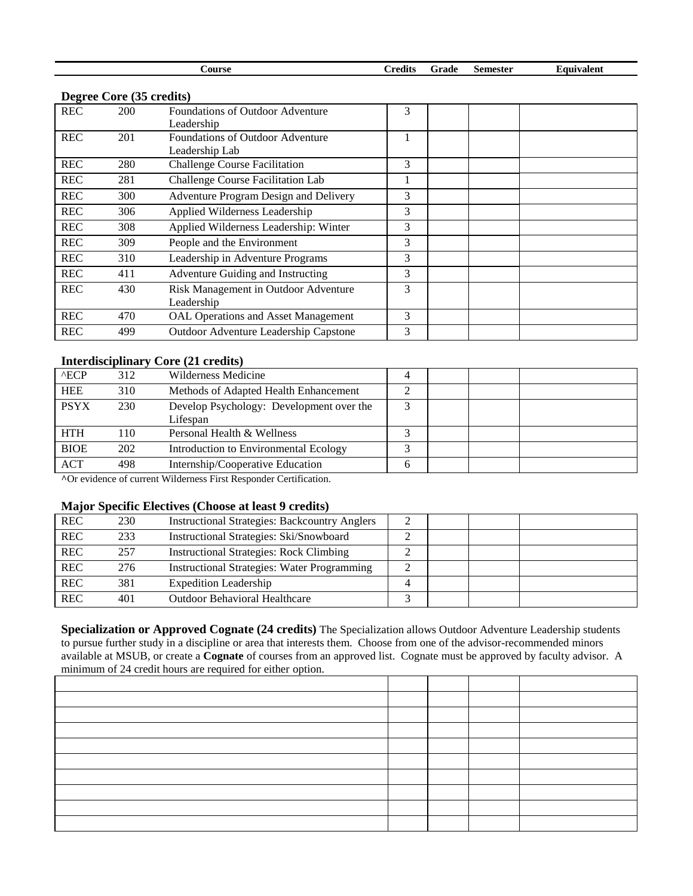| Course | | | Credits | Grade | Semester | Equivalent |
|---|---|---|---|---|---|---|

**Degree Core (35 credits)**

| | | | Credits | Grade | Semester | Equivalent |
|---|---|---|---|---|---|---|
| REC | 200 | Foundations of Outdoor Adventure Leadership | 3 | | | |
| REC | 201 | Foundations of Outdoor Adventure Leadership Lab | 1 | | | |
| REC | 280 | Challenge Course Facilitation | 3 | | | |
| REC | 281 | Challenge Course Facilitation Lab | 1 | | | |
| REC | 300 | Adventure Program Design and Delivery | 3 | | | |
| REC | 306 | Applied Wilderness Leadership | 3 | | | |
| REC | 308 | Applied Wilderness Leadership: Winter | 3 | | | |
| REC | 309 | People and the Environment | 3 | | | |
| REC | 310 | Leadership in Adventure Programs | 3 | | | |
| REC | 411 | Adventure Guiding and Instructing | 3 | | | |
| REC | 430 | Risk Management in Outdoor Adventure Leadership | 3 | | | |
| REC | 470 | OAL Operations and Asset Management | 3 | | | |
| REC | 499 | Outdoor Adventure Leadership Capstone | 3 | | | |

**Interdisciplinary Core (21 credits)**

| | | | Credits | Grade | Semester | Equivalent |
|---|---|---|---|---|---|---|
| ^ECP | 312 | Wilderness Medicine | 4 | | | |
| HEE | 310 | Methods of Adapted Health Enhancement | 2 | | | |
| PSYX | 230 | Develop Psychology: Development over the Lifespan | 3 | | | |
| HTH | 110 | Personal Health & Wellness | 3 | | | |
| BIOE | 202 | Introduction to Environmental Ecology | 3 | | | |
| ACT | 498 | Internship/Cooperative Education | 6 | | | |

**^**Or evidence of current Wilderness First Responder Certification.

**Major Specific Electives (Choose at least 9 credits)**

| | | | Credits | Grade | Semester | Equivalent |
|---|---|---|---|---|---|---|
| REC | 230 | Instructional Strategies: Backcountry Anglers | 2 | | | |
| REC | 233 | Instructional Strategies: Ski/Snowboard | 2 | | | |
| REC | 257 | Instructional Strategies: Rock Climbing | 2 | | | |
| REC | 276 | Instructional Strategies: Water Programming | 2 | | | |
| REC | 381 | Expedition Leadership | 4 | | | |
| REC | 401 | Outdoor Behavioral Healthcare | 3 | | | |

**Specialization or Approved Cognate (24 credits)** The Specialization allows Outdoor Adventure Leadership students to pursue further study in a discipline or area that interests them. Choose from one of the advisor-recommended minors available at MSUB, or create a **Cognate** of courses from an approved list. Cognate must be approved by faculty advisor. A minimum of 24 credit hours are required for either option.

| Course | Credits | Grade | Semester | Equivalent |
|---|---|---|---|---|
| | | | | |
| | | | | |
| | | | | |
| | | | | |
| | | | | |
| | | | | |
| | | | | |
| | | | | |
| | | | | |
| | | | | |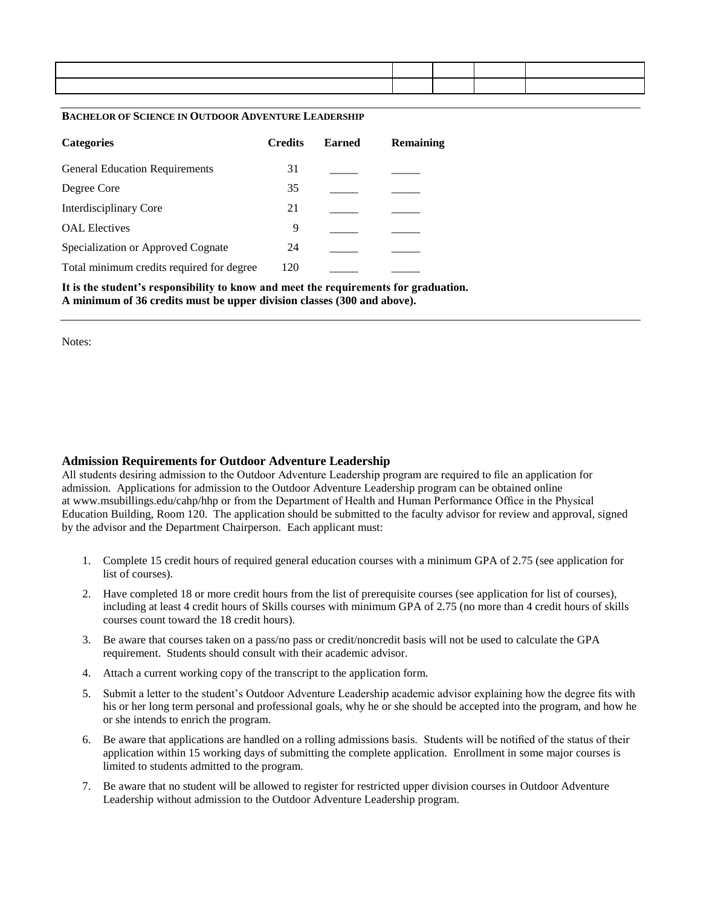| | | | | |
|---|---|---|---|---|
| | | | | |
| | | | | |

**BACHELOR OF SCIENCE IN OUTDOOR ADVENTURE LEADERSHIP**

| Categories | Credits | Earned | Remaining |
|---|---|---|---|
| General Education Requirements | 31 | _____ | _____ |
| Degree Core | 35 | _____ | _____ |
| Interdisciplinary Core | 21 | _____ | _____ |
| OAL Electives | 9 | _____ | _____ |
| Specialization or Approved Cognate | 24 | _____ | _____ |
| Total minimum credits required for degree | 120 | _____ | _____ |

**It is the student's responsibility to know and meet the requirements for graduation.**
**A minimum of 36 credits must be upper division classes (300 and above).**

Notes:

### Admission Requirements for Outdoor Adventure Leadership

All students desiring admission to the Outdoor Adventure Leadership program are required to file an application for admission. Applications for admission to the Outdoor Adventure Leadership program can be obtained online at www.msubillings.edu/cahp/hhp or from the Department of Health and Human Performance Office in the Physical Education Building, Room 120. The application should be submitted to the faculty advisor for review and approval, signed by the advisor and the Department Chairperson. Each applicant must:

1. Complete 15 credit hours of required general education courses with a minimum GPA of 2.75 (see application for list of courses).
2. Have completed 18 or more credit hours from the list of prerequisite courses (see application for list of courses), including at least 4 credit hours of Skills courses with minimum GPA of 2.75 (no more than 4 credit hours of skills courses count toward the 18 credit hours).
3. Be aware that courses taken on a pass/no pass or credit/noncredit basis will not be used to calculate the GPA requirement. Students should consult with their academic advisor.
4. Attach a current working copy of the transcript to the application form.
5. Submit a letter to the student's Outdoor Adventure Leadership academic advisor explaining how the degree fits with his or her long term personal and professional goals, why he or she should be accepted into the program, and how he or she intends to enrich the program.
6. Be aware that applications are handled on a rolling admissions basis. Students will be notified of the status of their application within 15 working days of submitting the complete application. Enrollment in some major courses is limited to students admitted to the program.
7. Be aware that no student will be allowed to register for restricted upper division courses in Outdoor Adventure Leadership without admission to the Outdoor Adventure Leadership program.